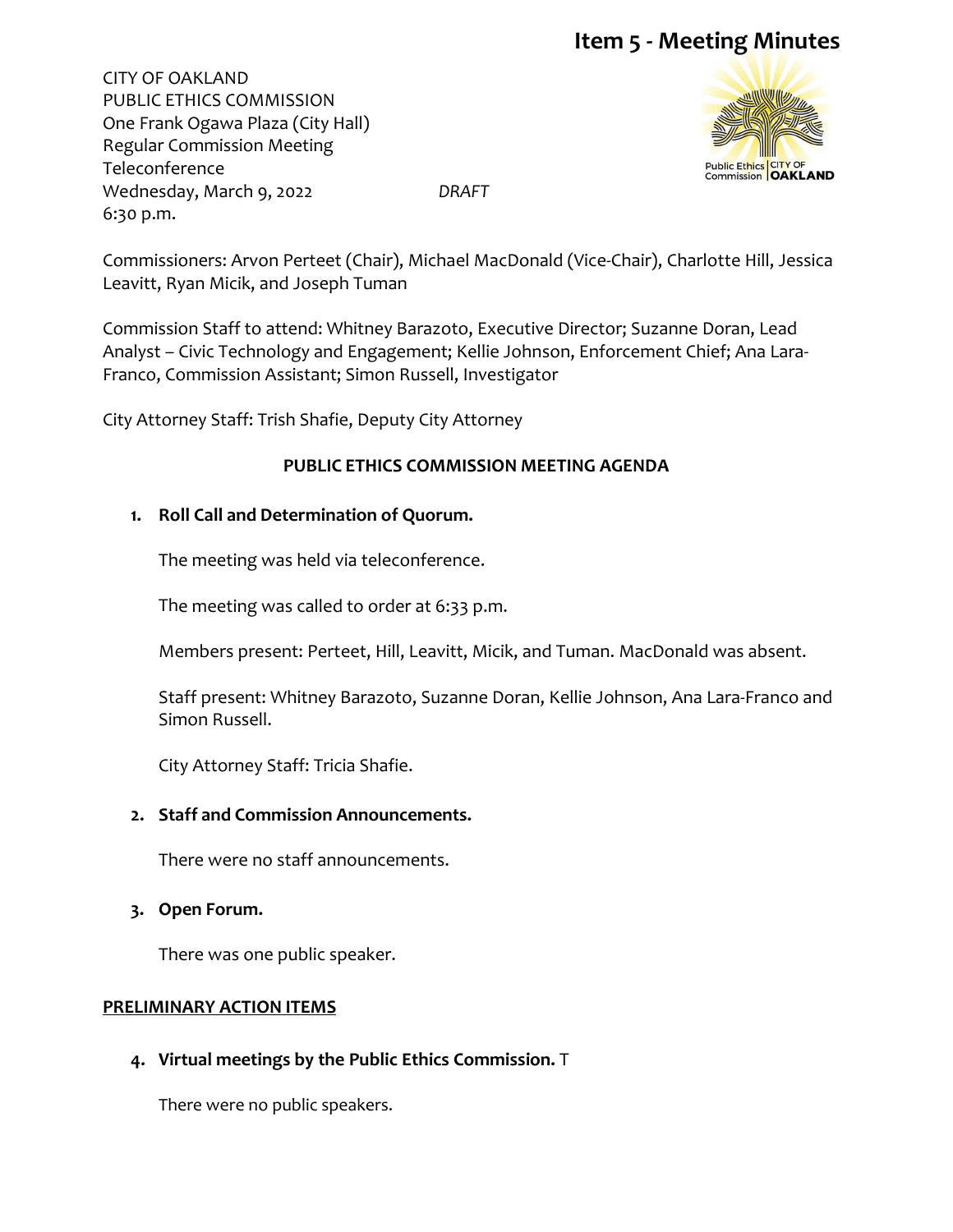# Item 5 - Meeting Minutes

CITY OF OAKLAND
PUBLIC ETHICS COMMISSION
One Frank Ogawa Plaza (City Hall)
Regular Commission Meeting
Teleconference
Wednesday, March 9, 2022 *DRAFT*
6:30 p.m.

Commissioners: Arvon Perteet (Chair), Michael MacDonald (Vice-Chair), Charlotte Hill, Jessica Leavitt, Ryan Micik, and Joseph Tuman

Commission Staff to attend: Whitney Barazoto, Executive Director; Suzanne Doran, Lead Analyst – Civic Technology and Engagement; Kellie Johnson, Enforcement Chief; Ana Lara-Franco, Commission Assistant; Simon Russell, Investigator

City Attorney Staff: Trish Shafie, Deputy City Attorney

## PUBLIC ETHICS COMMISSION MEETING AGENDA

1. **Roll Call and Determination of Quorum.**

   The meeting was held via teleconference.

   The meeting was called to order at 6:33 p.m.

   Members present: Perteet, Hill, Leavitt, Micik, and Tuman. MacDonald was absent.

   Staff present: Whitney Barazoto, Suzanne Doran, Kellie Johnson, Ana Lara-Franco and Simon Russell.

   City Attorney Staff: Tricia Shafie.

2. **Staff and Commission Announcements.**

   There were no staff announcements.

3. **Open Forum.**

   There was one public speaker.

**PRELIMINARY ACTION ITEMS**

4. **Virtual meetings by the Public Ethics Commission.** T

   There were no public speakers.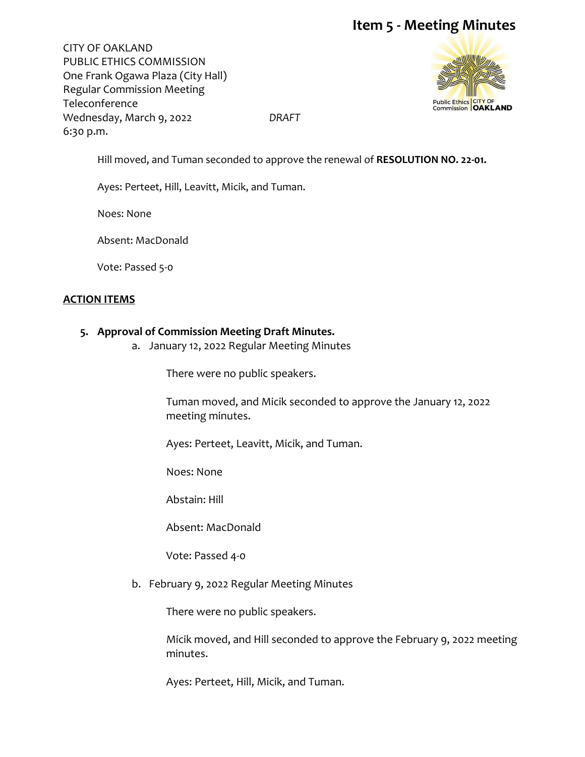CITY OF OAKLAND
PUBLIC ETHICS COMMISSION
One Frank Ogawa Plaza (City Hall)
Regular Commission Meeting
Teleconference
Wednesday, March 9, 2022 *DRAFT*
6:30 p.m.

Hill moved, and Tuman seconded to approve the renewal of **RESOLUTION NO. 22-01.**

Ayes: Perteet, Hill, Leavitt, Micik, and Tuman.

Noes: None

Absent: MacDonald

Vote: Passed 5-0

**ACTION ITEMS**

5. **Approval of Commission Meeting Draft Minutes.**

   a. January 12, 2022 Regular Meeting Minutes

      There were no public speakers.

      Tuman moved, and Micik seconded to approve the January 12, 2022 meeting minutes.

      Ayes: Perteet, Leavitt, Micik, and Tuman.

      Noes: None

      Abstain: Hill

      Absent: MacDonald

      Vote: Passed 4-0

   b. February 9, 2022 Regular Meeting Minutes

      There were no public speakers.

      Micik moved, and Hill seconded to approve the February 9, 2022 meeting minutes.

      Ayes: Perteet, Hill, Micik, and Tuman.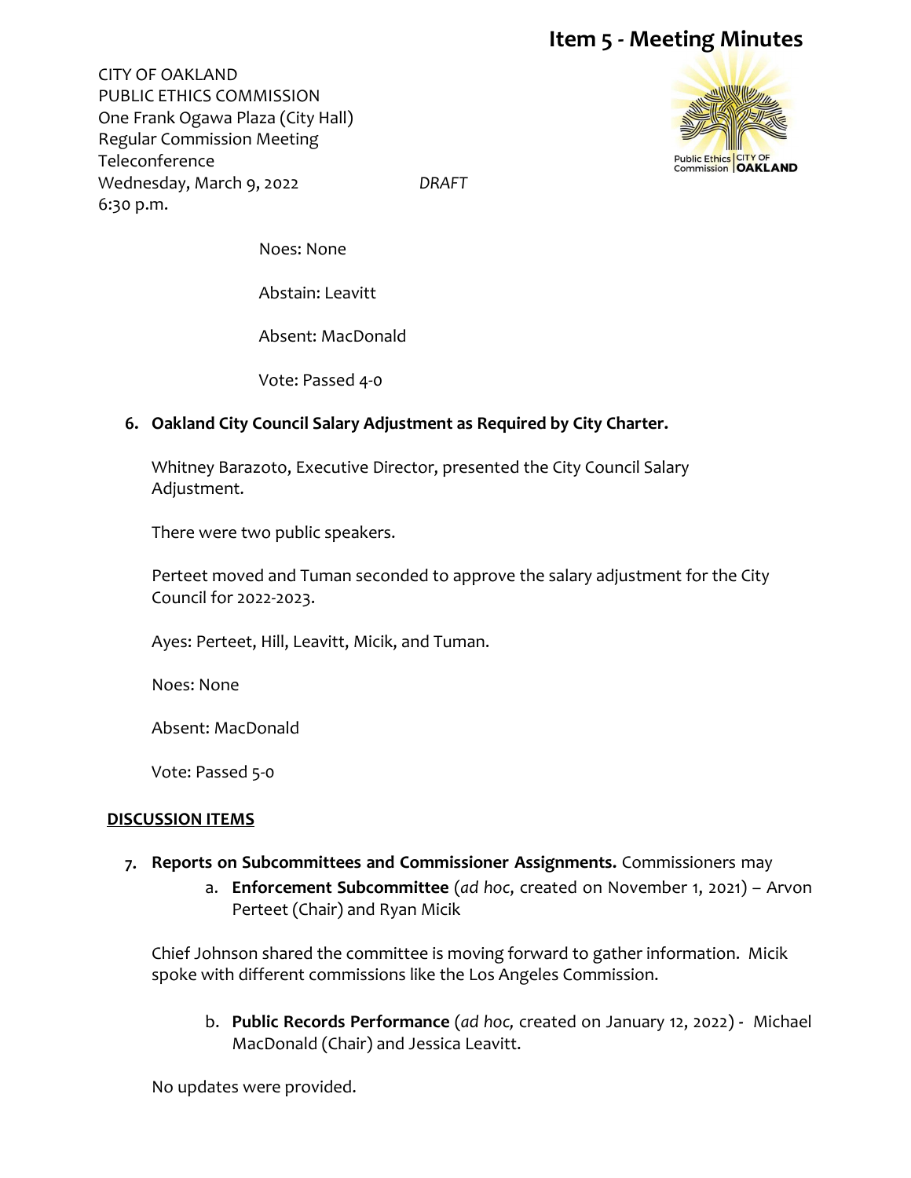Noes: None

Abstain: Leavitt

Absent: MacDonald

Vote: Passed 4-0

6. **Oakland City Council Salary Adjustment as Required by City Charter.**

Whitney Barazoto, Executive Director, presented the City Council Salary Adjustment.

There were two public speakers.

Perteet moved and Tuman seconded to approve the salary adjustment for the City Council for 2022-2023.

Ayes: Perteet, Hill, Leavitt, Micik, and Tuman.

Noes: None

Absent: MacDonald

Vote: Passed 5-0

## DISCUSSION ITEMS

7. **Reports on Subcommittees and Commissioner Assignments.** Commissioners may
   a. **Enforcement Subcommittee** (*ad hoc*, created on November 1, 2021) – Arvon Perteet (Chair) and Ryan Micik

Chief Johnson shared the committee is moving forward to gather information. Micik spoke with different commissions like the Los Angeles Commission.

   b. **Public Records Performance** (*ad hoc*, created on January 12, 2022) - Michael MacDonald (Chair) and Jessica Leavitt.

No updates were provided.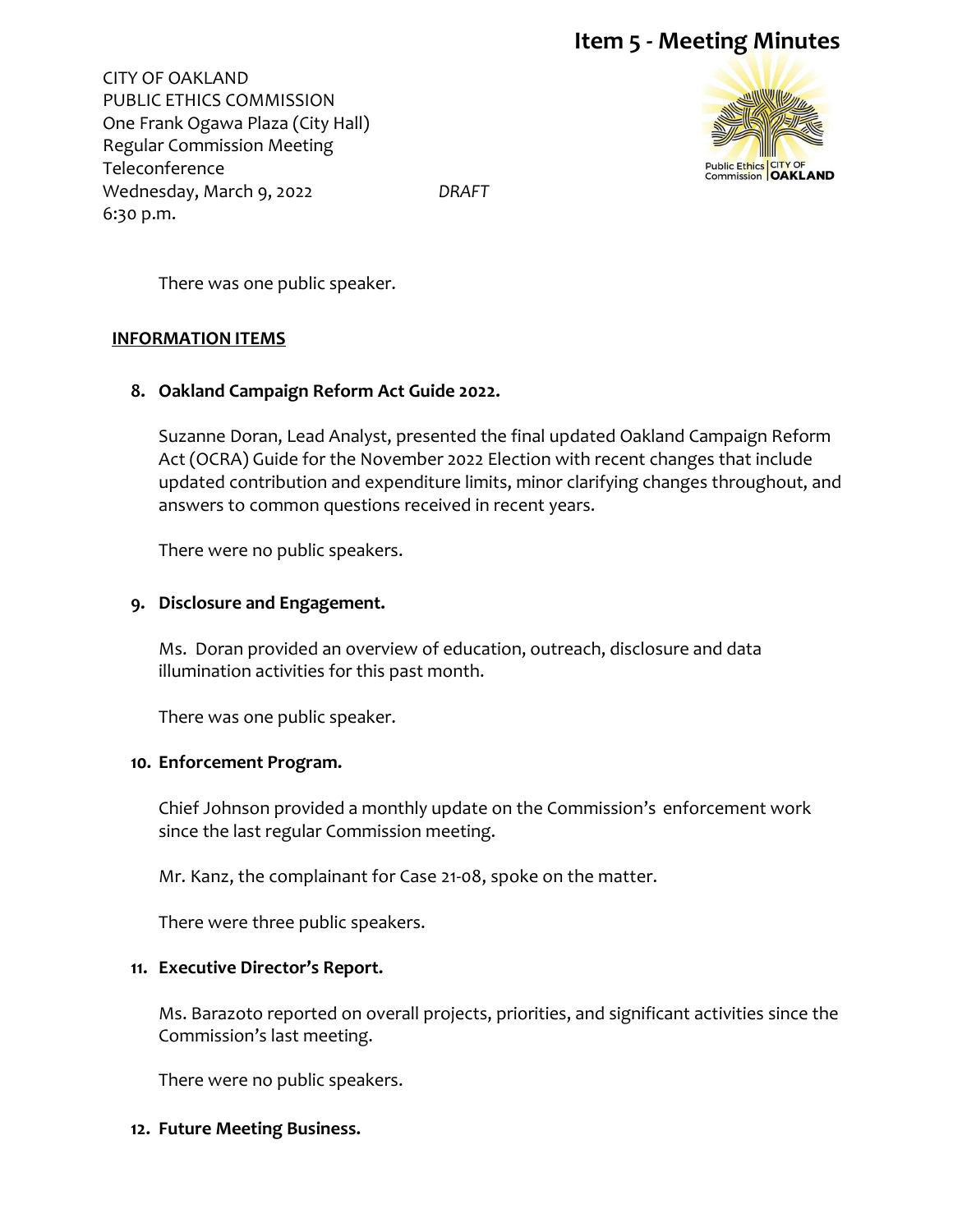There was one public speaker.

**INFORMATION ITEMS**

**8. Oakland Campaign Reform Act Guide 2022.**

Suzanne Doran, Lead Analyst, presented the final updated Oakland Campaign Reform Act (OCRA) Guide for the November 2022 Election with recent changes that include updated contribution and expenditure limits, minor clarifying changes throughout, and answers to common questions received in recent years.

There were no public speakers.

**9. Disclosure and Engagement.**

Ms. Doran provided an overview of education, outreach, disclosure and data illumination activities for this past month.

There was one public speaker.

**10. Enforcement Program.**

Chief Johnson provided a monthly update on the Commission's enforcement work since the last regular Commission meeting.

Mr. Kanz, the complainant for Case 21-08, spoke on the matter.

There were three public speakers.

**11. Executive Director's Report.**

Ms. Barazoto reported on overall projects, priorities, and significant activities since the Commission's last meeting.

There were no public speakers.

**12. Future Meeting Business.**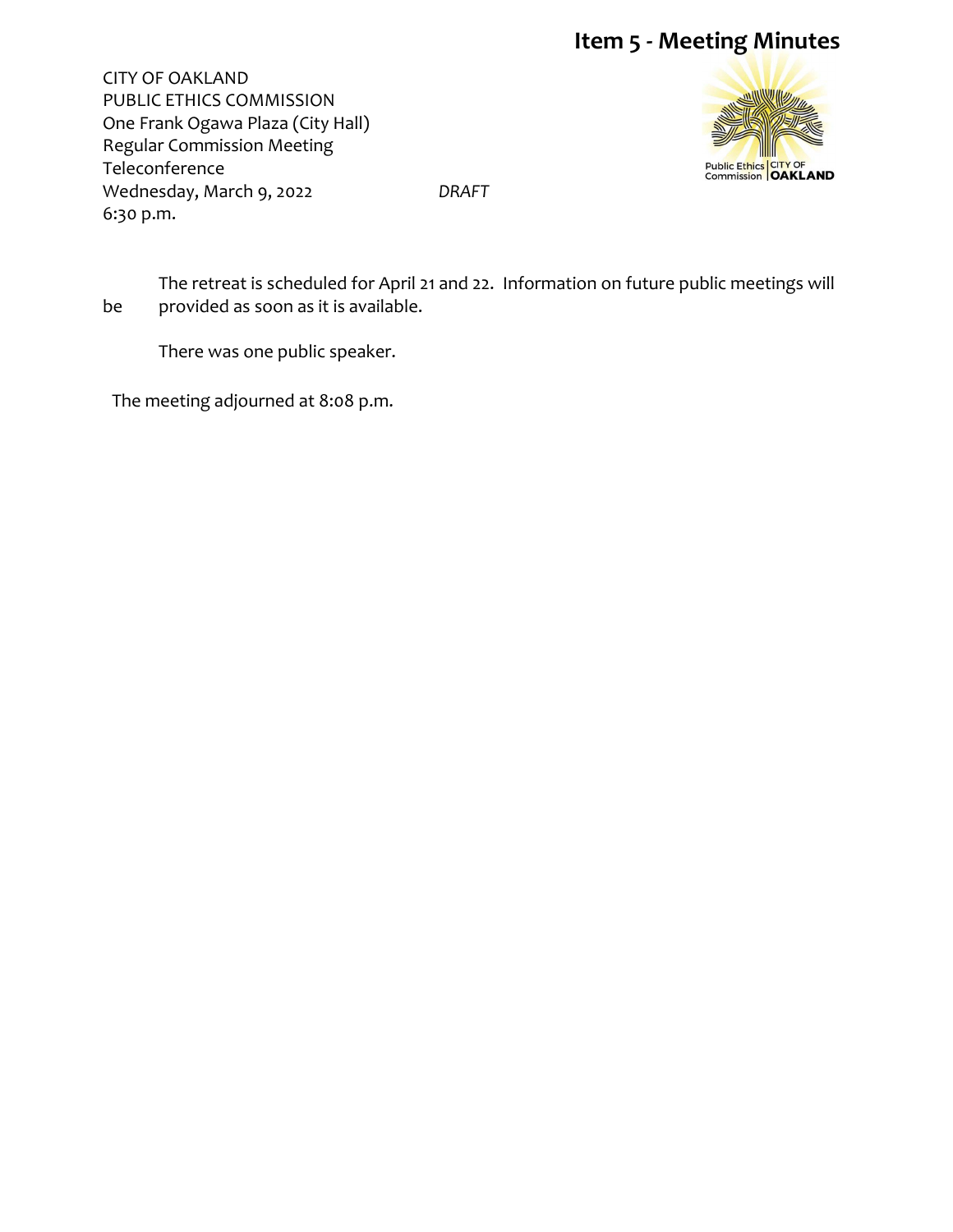CITY OF OAKLAND
PUBLIC ETHICS COMMISSION
One Frank Ogawa Plaza (City Hall)
Regular Commission Meeting
Teleconference
Wednesday, March 9, 2022 *DRAFT*
6:30 p.m.

The retreat is scheduled for April 21 and 22. Information on future public meetings will be provided as soon as it is available.

There was one public speaker.

The meeting adjourned at 8:08 p.m.